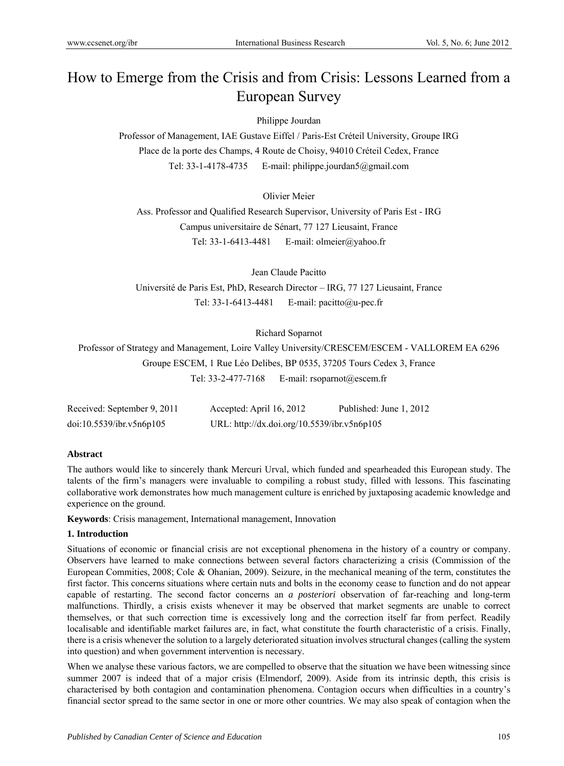# How to Emerge from the Crisis and from Crisis: Lessons Learned from a European Survey

Philippe Jourdan

Professor of Management, IAE Gustave Eiffel / Paris-Est Créteil University, Groupe IRG

Place de la porte des Champs, 4 Route de Choisy, 94010 Créteil Cedex, France

Tel: 33-1-4178-4735  E-mail: philippe.jourdan5@gmail.com

Olivier Meier

Ass. Professor and Qualified Research Supervisor, University of Paris Est - IRG

Campus universitaire de Sénart, 77 127 Lieusaint, France

Tel: 33-1-6413-4481  E-mail: olmeier@yahoo.fr

Jean Claude Pacitto

Université de Paris Est, PhD, Research Director – IRG, 77 127 Lieusaint, France

Tel: 33-1-6413-4481  E-mail: pacitto@u-pec.fr

Richard Soparnot

Professor of Strategy and Management, Loire Valley University/CRESCEM/ESCEM - VALLOREM EA 6296

Groupe ESCEM, 1 Rue Léo Delibes, BP 0535, 37205 Tours Cedex 3, France

Tel: 33-2-477-7168  E-mail: rsoparnot@escem.fr

Received: September 9, 2011  Accepted: April 16, 2012  Published: June 1, 2012

doi:10.5539/ibr.v5n6p105  URL: http://dx.doi.org/10.5539/ibr.v5n6p105

**Abstract**

The authors would like to sincerely thank Mercuri Urval, which funded and spearheaded this European study. The talents of the firm's managers were invaluable to compiling a robust study, filled with lessons. This fascinating collaborative work demonstrates how much management culture is enriched by juxtaposing academic knowledge and experience on the ground.

**Keywords**: Crisis management, International management, Innovation

## 1. Introduction

Situations of economic or financial crisis are not exceptional phenomena in the history of a country or company. Observers have learned to make connections between several factors characterizing a crisis (Commission of the European Commities, 2008; Cole & Ohanian, 2009). Seizure, in the mechanical meaning of the term, constitutes the first factor. This concerns situations where certain nuts and bolts in the economy cease to function and do not appear capable of restarting. The second factor concerns an *a posteriori* observation of far-reaching and long-term malfunctions. Thirdly, a crisis exists whenever it may be observed that market segments are unable to correct themselves, or that such correction time is excessively long and the correction itself far from perfect. Readily localisable and identifiable market failures are, in fact, what constitute the fourth characteristic of a crisis. Finally, there is a crisis whenever the solution to a largely deteriorated situation involves structural changes (calling the system into question) and when government intervention is necessary.

When we analyse these various factors, we are compelled to observe that the situation we have been witnessing since summer 2007 is indeed that of a major crisis (Elmendorf, 2009). Aside from its intrinsic depth, this crisis is characterised by both contagion and contamination phenomena. Contagion occurs when difficulties in a country's financial sector spread to the same sector in one or more other countries. We may also speak of contagion when the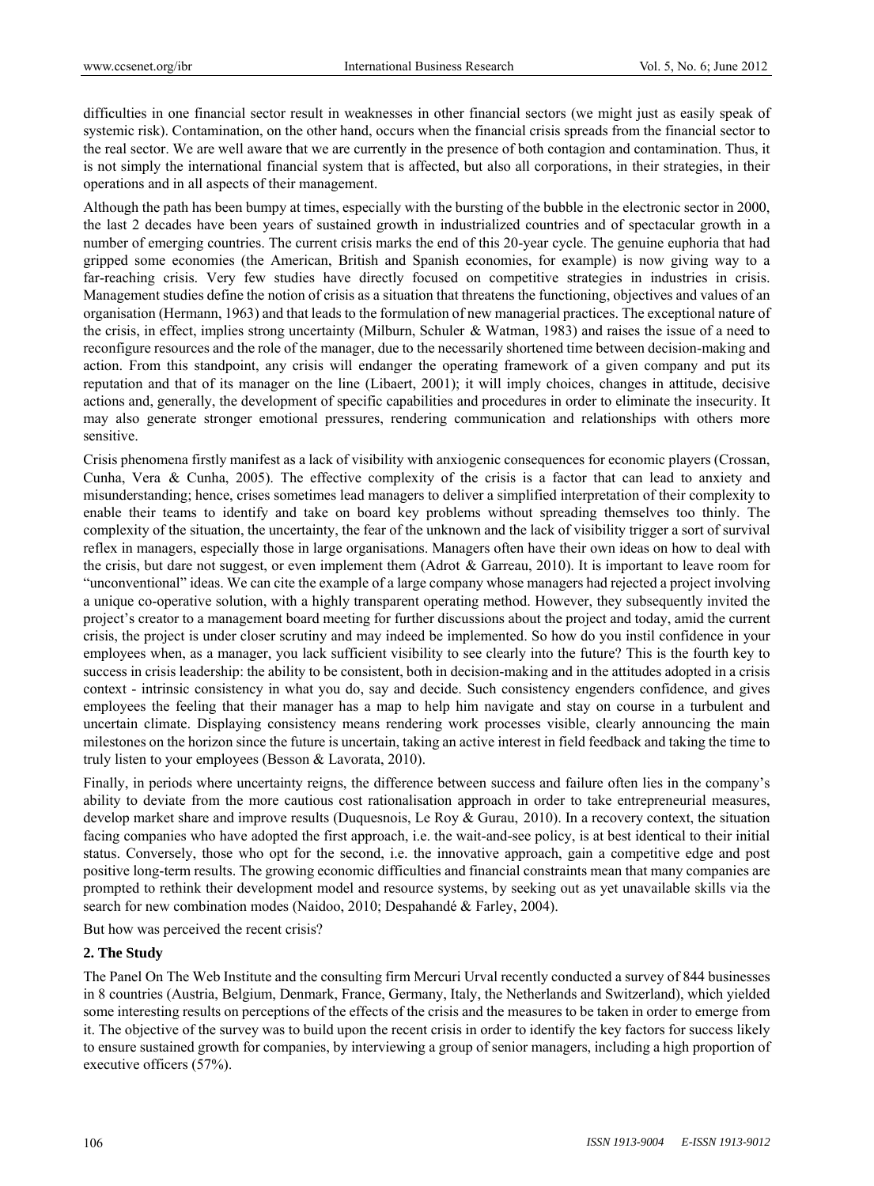difficulties in one financial sector result in weaknesses in other financial sectors (we might just as easily speak of systemic risk). Contamination, on the other hand, occurs when the financial crisis spreads from the financial sector to the real sector. We are well aware that we are currently in the presence of both contagion and contamination. Thus, it is not simply the international financial system that is affected, but also all corporations, in their strategies, in their operations and in all aspects of their management.

Although the path has been bumpy at times, especially with the bursting of the bubble in the electronic sector in 2000, the last 2 decades have been years of sustained growth in industrialized countries and of spectacular growth in a number of emerging countries. The current crisis marks the end of this 20-year cycle. The genuine euphoria that had gripped some economies (the American, British and Spanish economies, for example) is now giving way to a far-reaching crisis. Very few studies have directly focused on competitive strategies in industries in crisis. Management studies define the notion of crisis as a situation that threatens the functioning, objectives and values of an organisation (Hermann, 1963) and that leads to the formulation of new managerial practices. The exceptional nature of the crisis, in effect, implies strong uncertainty (Milburn, Schuler & Watman, 1983) and raises the issue of a need to reconfigure resources and the role of the manager, due to the necessarily shortened time between decision-making and action. From this standpoint, any crisis will endanger the operating framework of a given company and put its reputation and that of its manager on the line (Libaert, 2001); it will imply choices, changes in attitude, decisive actions and, generally, the development of specific capabilities and procedures in order to eliminate the insecurity. It may also generate stronger emotional pressures, rendering communication and relationships with others more sensitive.

Crisis phenomena firstly manifest as a lack of visibility with anxiogenic consequences for economic players (Crossan, Cunha, Vera & Cunha, 2005). The effective complexity of the crisis is a factor that can lead to anxiety and misunderstanding; hence, crises sometimes lead managers to deliver a simplified interpretation of their complexity to enable their teams to identify and take on board key problems without spreading themselves too thinly. The complexity of the situation, the uncertainty, the fear of the unknown and the lack of visibility trigger a sort of survival reflex in managers, especially those in large organisations. Managers often have their own ideas on how to deal with the crisis, but dare not suggest, or even implement them (Adrot & Garreau, 2010). It is important to leave room for "unconventional" ideas. We can cite the example of a large company whose managers had rejected a project involving a unique co-operative solution, with a highly transparent operating method. However, they subsequently invited the project's creator to a management board meeting for further discussions about the project and today, amid the current crisis, the project is under closer scrutiny and may indeed be implemented. So how do you instil confidence in your employees when, as a manager, you lack sufficient visibility to see clearly into the future? This is the fourth key to success in crisis leadership: the ability to be consistent, both in decision-making and in the attitudes adopted in a crisis context - intrinsic consistency in what you do, say and decide. Such consistency engenders confidence, and gives employees the feeling that their manager has a map to help him navigate and stay on course in a turbulent and uncertain climate. Displaying consistency means rendering work processes visible, clearly announcing the main milestones on the horizon since the future is uncertain, taking an active interest in field feedback and taking the time to truly listen to your employees (Besson & Lavorata, 2010).

Finally, in periods where uncertainty reigns, the difference between success and failure often lies in the company's ability to deviate from the more cautious cost rationalisation approach in order to take entrepreneurial measures, develop market share and improve results (Duquesnois, Le Roy & Gurau, 2010). In a recovery context, the situation facing companies who have adopted the first approach, i.e. the wait-and-see policy, is at best identical to their initial status. Conversely, those who opt for the second, i.e. the innovative approach, gain a competitive edge and post positive long-term results. The growing economic difficulties and financial constraints mean that many companies are prompted to rethink their development model and resource systems, by seeking out as yet unavailable skills via the search for new combination modes (Naidoo, 2010; Despahandé & Farley, 2004).

But how was perceived the recent crisis?

## 2. The Study

The Panel On The Web Institute and the consulting firm Mercuri Urval recently conducted a survey of 844 businesses in 8 countries (Austria, Belgium, Denmark, France, Germany, Italy, the Netherlands and Switzerland), which yielded some interesting results on perceptions of the effects of the crisis and the measures to be taken in order to emerge from it. The objective of the survey was to build upon the recent crisis in order to identify the key factors for success likely to ensure sustained growth for companies, by interviewing a group of senior managers, including a high proportion of executive officers (57%).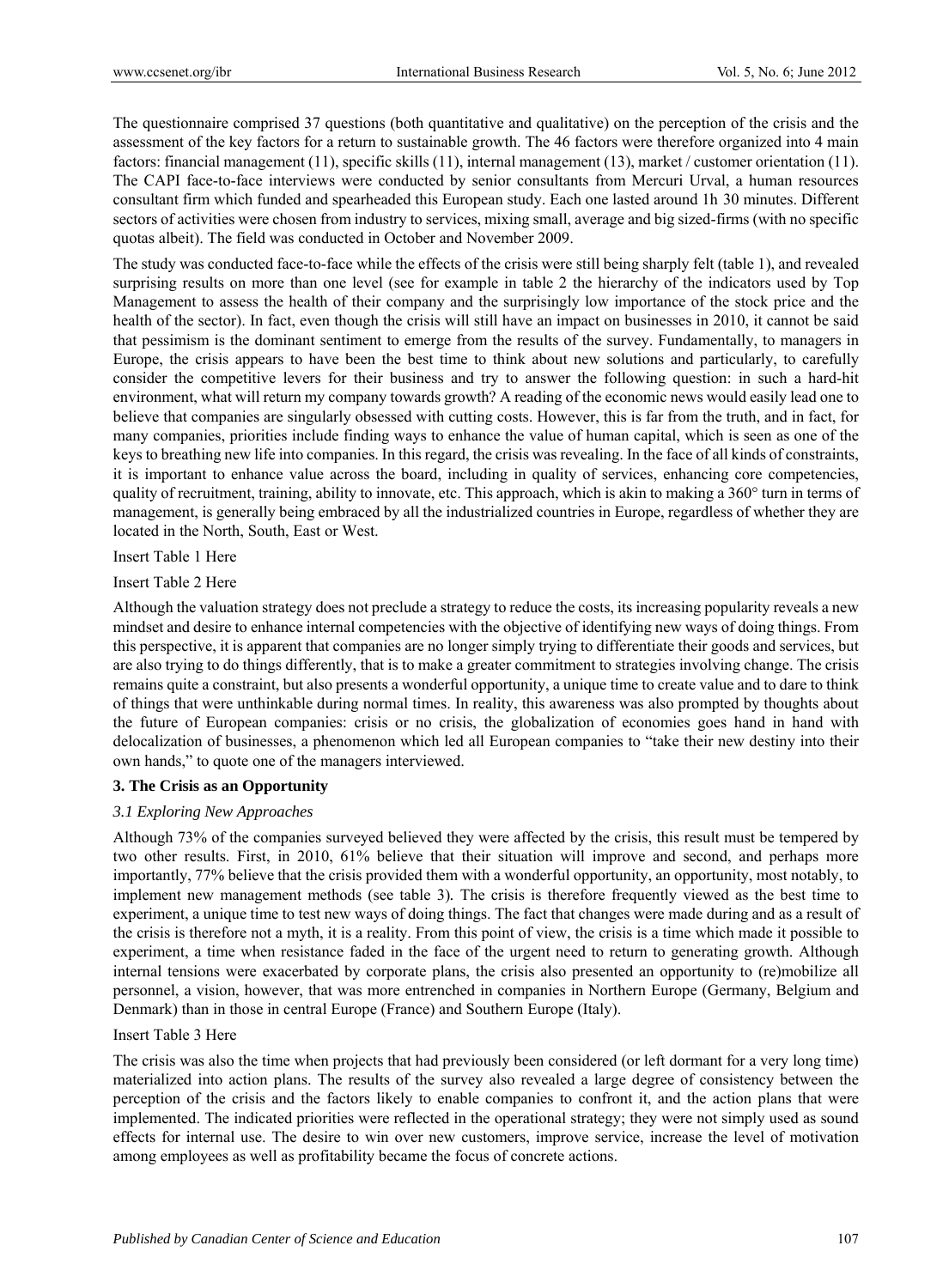The questionnaire comprised 37 questions (both quantitative and qualitative) on the perception of the crisis and the assessment of the key factors for a return to sustainable growth. The 46 factors were therefore organized into 4 main factors: financial management (11), specific skills (11), internal management (13), market / customer orientation (11). The CAPI face-to-face interviews were conducted by senior consultants from Mercuri Urval, a human resources consultant firm which funded and spearheaded this European study. Each one lasted around 1h 30 minutes. Different sectors of activities were chosen from industry to services, mixing small, average and big sized-firms (with no specific quotas albeit). The field was conducted in October and November 2009.

The study was conducted face-to-face while the effects of the crisis were still being sharply felt (table 1), and revealed surprising results on more than one level (see for example in table 2 the hierarchy of the indicators used by Top Management to assess the health of their company and the surprisingly low importance of the stock price and the health of the sector). In fact, even though the crisis will still have an impact on businesses in 2010, it cannot be said that pessimism is the dominant sentiment to emerge from the results of the survey. Fundamentally, to managers in Europe, the crisis appears to have been the best time to think about new solutions and particularly, to carefully consider the competitive levers for their business and try to answer the following question: in such a hard-hit environment, what will return my company towards growth? A reading of the economic news would easily lead one to believe that companies are singularly obsessed with cutting costs. However, this is far from the truth, and in fact, for many companies, priorities include finding ways to enhance the value of human capital, which is seen as one of the keys to breathing new life into companies. In this regard, the crisis was revealing. In the face of all kinds of constraints, it is important to enhance value across the board, including in quality of services, enhancing core competencies, quality of recruitment, training, ability to innovate, etc. This approach, which is akin to making a 360° turn in terms of management, is generally being embraced by all the industrialized countries in Europe, regardless of whether they are located in the North, South, East or West.

Insert Table 1 Here

Insert Table 2 Here

Although the valuation strategy does not preclude a strategy to reduce the costs, its increasing popularity reveals a new mindset and desire to enhance internal competencies with the objective of identifying new ways of doing things. From this perspective, it is apparent that companies are no longer simply trying to differentiate their goods and services, but are also trying to do things differently, that is to make a greater commitment to strategies involving change. The crisis remains quite a constraint, but also presents a wonderful opportunity, a unique time to create value and to dare to think of things that were unthinkable during normal times. In reality, this awareness was also prompted by thoughts about the future of European companies: crisis or no crisis, the globalization of economies goes hand in hand with delocalization of businesses, a phenomenon which led all European companies to "take their new destiny into their own hands," to quote one of the managers interviewed.

## 3. The Crisis as an Opportunity

### *3.1 Exploring New Approaches*

Although 73% of the companies surveyed believed they were affected by the crisis, this result must be tempered by two other results. First, in 2010, 61% believe that their situation will improve and second, and perhaps more importantly, 77% believe that the crisis provided them with a wonderful opportunity, an opportunity, most notably, to implement new management methods (see table 3). The crisis is therefore frequently viewed as the best time to experiment, a unique time to test new ways of doing things. The fact that changes were made during and as a result of the crisis is therefore not a myth, it is a reality. From this point of view, the crisis is a time which made it possible to experiment, a time when resistance faded in the face of the urgent need to return to generating growth. Although internal tensions were exacerbated by corporate plans, the crisis also presented an opportunity to (re)mobilize all personnel, a vision, however, that was more entrenched in companies in Northern Europe (Germany, Belgium and Denmark) than in those in central Europe (France) and Southern Europe (Italy).

Insert Table 3 Here

The crisis was also the time when projects that had previously been considered (or left dormant for a very long time) materialized into action plans. The results of the survey also revealed a large degree of consistency between the perception of the crisis and the factors likely to enable companies to confront it, and the action plans that were implemented. The indicated priorities were reflected in the operational strategy; they were not simply used as sound effects for internal use. The desire to win over new customers, improve service, increase the level of motivation among employees as well as profitability became the focus of concrete actions.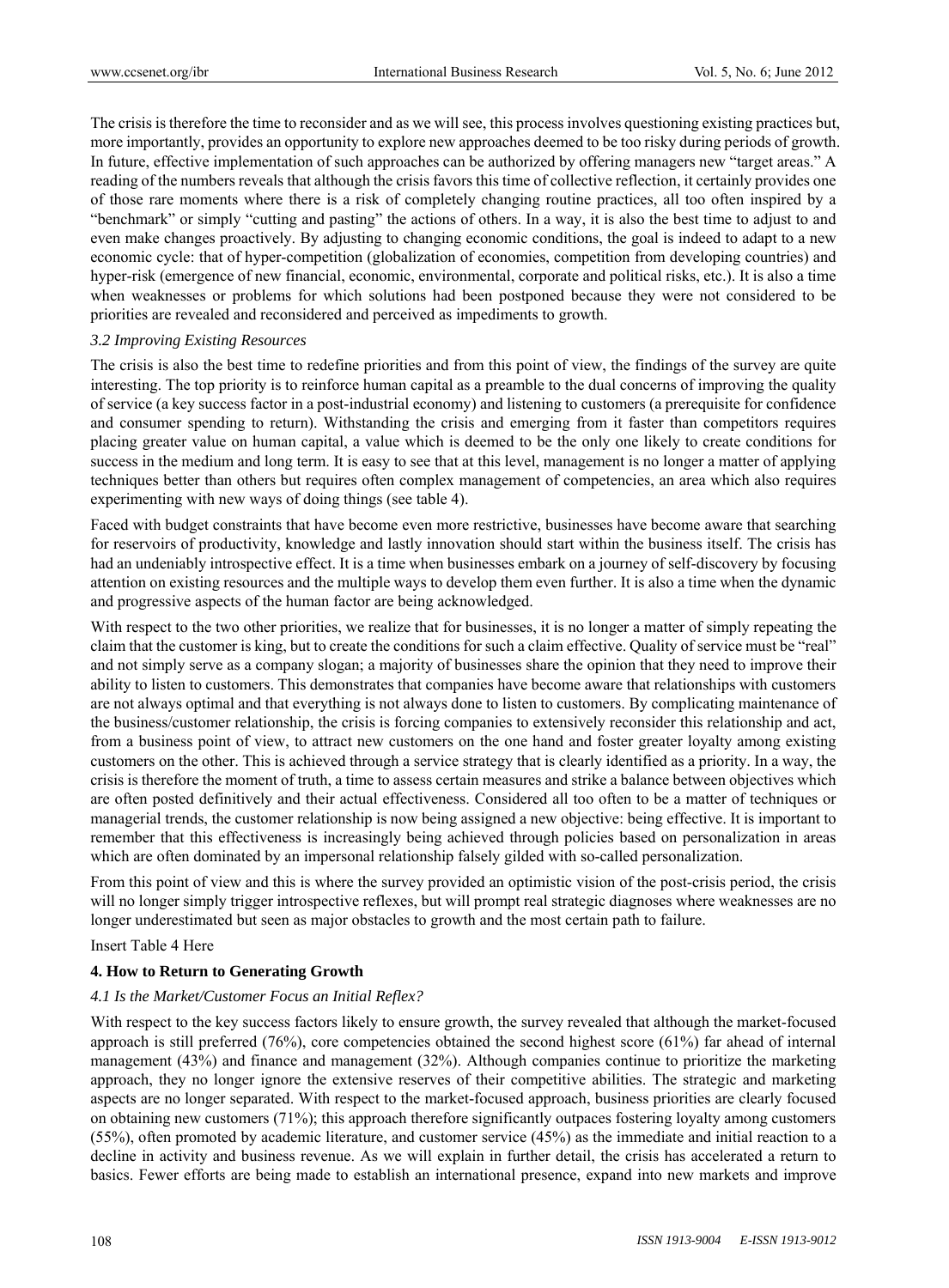The crisis is therefore the time to reconsider and as we will see, this process involves questioning existing practices but, more importantly, provides an opportunity to explore new approaches deemed to be too risky during periods of growth. In future, effective implementation of such approaches can be authorized by offering managers new "target areas." A reading of the numbers reveals that although the crisis favors this time of collective reflection, it certainly provides one of those rare moments where there is a risk of completely changing routine practices, all too often inspired by a "benchmark" or simply "cutting and pasting" the actions of others. In a way, it is also the best time to adjust to and even make changes proactively. By adjusting to changing economic conditions, the goal is indeed to adapt to a new economic cycle: that of hyper-competition (globalization of economies, competition from developing countries) and hyper-risk (emergence of new financial, economic, environmental, corporate and political risks, etc.). It is also a time when weaknesses or problems for which solutions had been postponed because they were not considered to be priorities are revealed and reconsidered and perceived as impediments to growth.

### *3.2 Improving Existing Resources*

The crisis is also the best time to redefine priorities and from this point of view, the findings of the survey are quite interesting. The top priority is to reinforce human capital as a preamble to the dual concerns of improving the quality of service (a key success factor in a post-industrial economy) and listening to customers (a prerequisite for confidence and consumer spending to return). Withstanding the crisis and emerging from it faster than competitors requires placing greater value on human capital, a value which is deemed to be the only one likely to create conditions for success in the medium and long term. It is easy to see that at this level, management is no longer a matter of applying techniques better than others but requires often complex management of competencies, an area which also requires experimenting with new ways of doing things (see table 4).

Faced with budget constraints that have become even more restrictive, businesses have become aware that searching for reservoirs of productivity, knowledge and lastly innovation should start within the business itself. The crisis has had an undeniably introspective effect. It is a time when businesses embark on a journey of self-discovery by focusing attention on existing resources and the multiple ways to develop them even further. It is also a time when the dynamic and progressive aspects of the human factor are being acknowledged.

With respect to the two other priorities, we realize that for businesses, it is no longer a matter of simply repeating the claim that the customer is king, but to create the conditions for such a claim effective. Quality of service must be "real" and not simply serve as a company slogan; a majority of businesses share the opinion that they need to improve their ability to listen to customers. This demonstrates that companies have become aware that relationships with customers are not always optimal and that everything is not always done to listen to customers. By complicating maintenance of the business/customer relationship, the crisis is forcing companies to extensively reconsider this relationship and act, from a business point of view, to attract new customers on the one hand and foster greater loyalty among existing customers on the other. This is achieved through a service strategy that is clearly identified as a priority. In a way, the crisis is therefore the moment of truth, a time to assess certain measures and strike a balance between objectives which are often posted definitively and their actual effectiveness. Considered all too often to be a matter of techniques or managerial trends, the customer relationship is now being assigned a new objective: being effective. It is important to remember that this effectiveness is increasingly being achieved through policies based on personalization in areas which are often dominated by an impersonal relationship falsely gilded with so-called personalization.

From this point of view and this is where the survey provided an optimistic vision of the post-crisis period, the crisis will no longer simply trigger introspective reflexes, but will prompt real strategic diagnoses where weaknesses are no longer underestimated but seen as major obstacles to growth and the most certain path to failure.

Insert Table 4 Here

## **4. How to Return to Generating Growth**

### *4.1 Is the Market/Customer Focus an Initial Reflex?*

With respect to the key success factors likely to ensure growth, the survey revealed that although the market-focused approach is still preferred (76%), core competencies obtained the second highest score (61%) far ahead of internal management (43%) and finance and management (32%). Although companies continue to prioritize the marketing approach, they no longer ignore the extensive reserves of their competitive abilities. The strategic and marketing aspects are no longer separated. With respect to the market-focused approach, business priorities are clearly focused on obtaining new customers (71%); this approach therefore significantly outpaces fostering loyalty among customers (55%), often promoted by academic literature, and customer service (45%) as the immediate and initial reaction to a decline in activity and business revenue. As we will explain in further detail, the crisis has accelerated a return to basics. Fewer efforts are being made to establish an international presence, expand into new markets and improve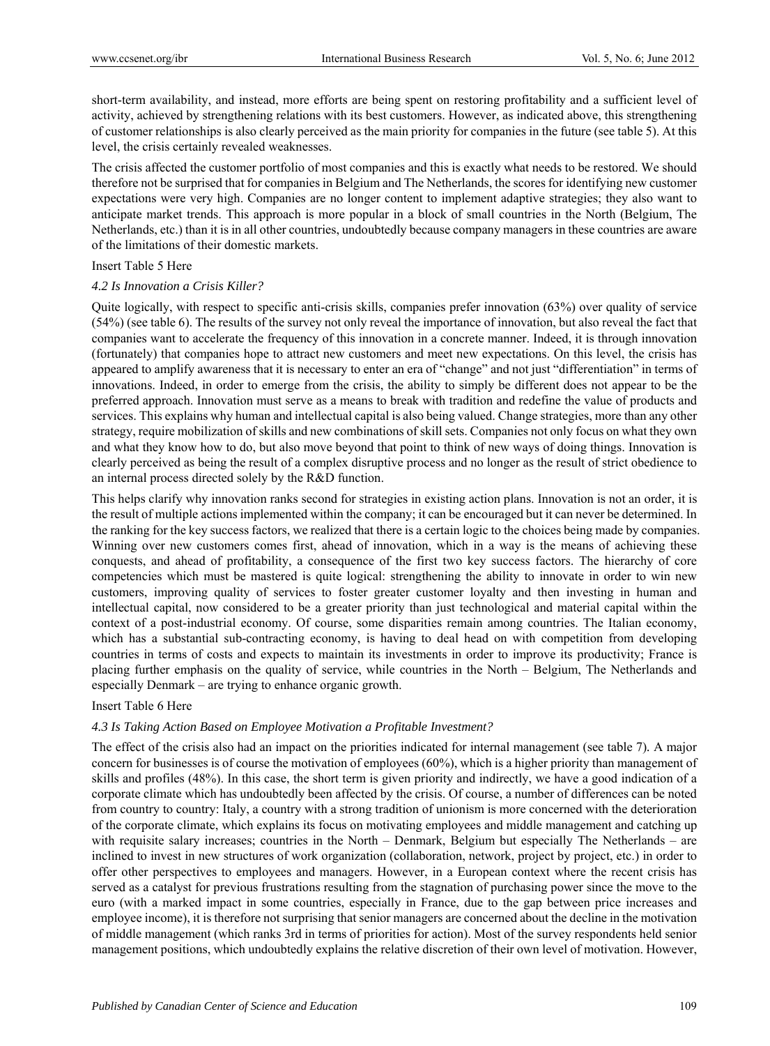short-term availability, and instead, more efforts are being spent on restoring profitability and a sufficient level of activity, achieved by strengthening relations with its best customers. However, as indicated above, this strengthening of customer relationships is also clearly perceived as the main priority for companies in the future (see table 5). At this level, the crisis certainly revealed weaknesses.

The crisis affected the customer portfolio of most companies and this is exactly what needs to be restored. We should therefore not be surprised that for companies in Belgium and The Netherlands, the scores for identifying new customer expectations were very high. Companies are no longer content to implement adaptive strategies; they also want to anticipate market trends. This approach is more popular in a block of small countries in the North (Belgium, The Netherlands, etc.) than it is in all other countries, undoubtedly because company managers in these countries are aware of the limitations of their domestic markets.

Insert Table 5 Here

### *4.2 Is Innovation a Crisis Killer?*

Quite logically, with respect to specific anti-crisis skills, companies prefer innovation (63%) over quality of service (54%) (see table 6). The results of the survey not only reveal the importance of innovation, but also reveal the fact that companies want to accelerate the frequency of this innovation in a concrete manner. Indeed, it is through innovation (fortunately) that companies hope to attract new customers and meet new expectations. On this level, the crisis has appeared to amplify awareness that it is necessary to enter an era of "change" and not just "differentiation" in terms of innovations. Indeed, in order to emerge from the crisis, the ability to simply be different does not appear to be the preferred approach. Innovation must serve as a means to break with tradition and redefine the value of products and services. This explains why human and intellectual capital is also being valued. Change strategies, more than any other strategy, require mobilization of skills and new combinations of skill sets. Companies not only focus on what they own and what they know how to do, but also move beyond that point to think of new ways of doing things. Innovation is clearly perceived as being the result of a complex disruptive process and no longer as the result of strict obedience to an internal process directed solely by the R&D function.

This helps clarify why innovation ranks second for strategies in existing action plans. Innovation is not an order, it is the result of multiple actions implemented within the company; it can be encouraged but it can never be determined. In the ranking for the key success factors, we realized that there is a certain logic to the choices being made by companies. Winning over new customers comes first, ahead of innovation, which in a way is the means of achieving these conquests, and ahead of profitability, a consequence of the first two key success factors. The hierarchy of core competencies which must be mastered is quite logical: strengthening the ability to innovate in order to win new customers, improving quality of services to foster greater customer loyalty and then investing in human and intellectual capital, now considered to be a greater priority than just technological and material capital within the context of a post-industrial economy. Of course, some disparities remain among countries. The Italian economy, which has a substantial sub-contracting economy, is having to deal head on with competition from developing countries in terms of costs and expects to maintain its investments in order to improve its productivity; France is placing further emphasis on the quality of service, while countries in the North – Belgium, The Netherlands and especially Denmark – are trying to enhance organic growth.

Insert Table 6 Here

### *4.3 Is Taking Action Based on Employee Motivation a Profitable Investment?*

The effect of the crisis also had an impact on the priorities indicated for internal management (see table 7). A major concern for businesses is of course the motivation of employees (60%), which is a higher priority than management of skills and profiles (48%). In this case, the short term is given priority and indirectly, we have a good indication of a corporate climate which has undoubtedly been affected by the crisis. Of course, a number of differences can be noted from country to country: Italy, a country with a strong tradition of unionism is more concerned with the deterioration of the corporate climate, which explains its focus on motivating employees and middle management and catching up with requisite salary increases; countries in the North – Denmark, Belgium but especially The Netherlands – are inclined to invest in new structures of work organization (collaboration, network, project by project, etc.) in order to offer other perspectives to employees and managers. However, in a European context where the recent crisis has served as a catalyst for previous frustrations resulting from the stagnation of purchasing power since the move to the euro (with a marked impact in some countries, especially in France, due to the gap between price increases and employee income), it is therefore not surprising that senior managers are concerned about the decline in the motivation of middle management (which ranks 3rd in terms of priorities for action). Most of the survey respondents held senior management positions, which undoubtedly explains the relative discretion of their own level of motivation. However,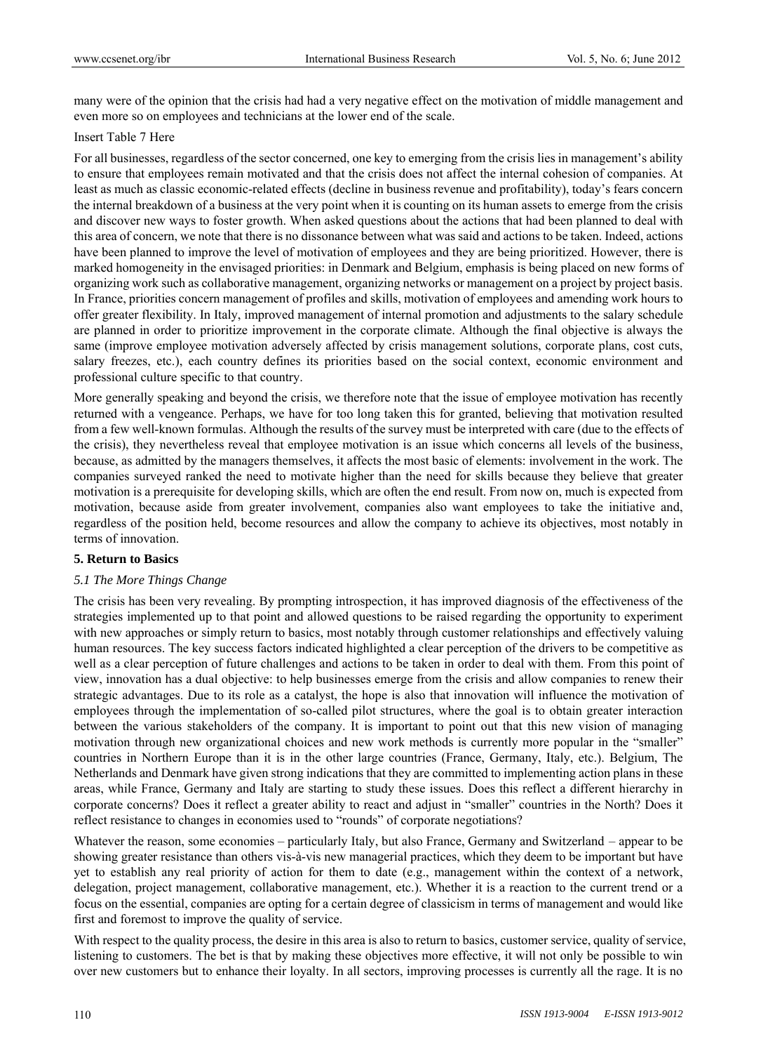many were of the opinion that the crisis had had a very negative effect on the motivation of middle management and even more so on employees and technicians at the lower end of the scale.

Insert Table 7 Here

For all businesses, regardless of the sector concerned, one key to emerging from the crisis lies in management's ability to ensure that employees remain motivated and that the crisis does not affect the internal cohesion of companies. At least as much as classic economic-related effects (decline in business revenue and profitability), today's fears concern the internal breakdown of a business at the very point when it is counting on its human assets to emerge from the crisis and discover new ways to foster growth. When asked questions about the actions that had been planned to deal with this area of concern, we note that there is no dissonance between what was said and actions to be taken. Indeed, actions have been planned to improve the level of motivation of employees and they are being prioritized. However, there is marked homogeneity in the envisaged priorities: in Denmark and Belgium, emphasis is being placed on new forms of organizing work such as collaborative management, organizing networks or management on a project by project basis. In France, priorities concern management of profiles and skills, motivation of employees and amending work hours to offer greater flexibility. In Italy, improved management of internal promotion and adjustments to the salary schedule are planned in order to prioritize improvement in the corporate climate. Although the final objective is always the same (improve employee motivation adversely affected by crisis management solutions, corporate plans, cost cuts, salary freezes, etc.), each country defines its priorities based on the social context, economic environment and professional culture specific to that country.

More generally speaking and beyond the crisis, we therefore note that the issue of employee motivation has recently returned with a vengeance. Perhaps, we have for too long taken this for granted, believing that motivation resulted from a few well-known formulas. Although the results of the survey must be interpreted with care (due to the effects of the crisis), they nevertheless reveal that employee motivation is an issue which concerns all levels of the business, because, as admitted by the managers themselves, it affects the most basic of elements: involvement in the work. The companies surveyed ranked the need to motivate higher than the need for skills because they believe that greater motivation is a prerequisite for developing skills, which are often the end result. From now on, much is expected from motivation, because aside from greater involvement, companies also want employees to take the initiative and, regardless of the position held, become resources and allow the company to achieve its objectives, most notably in terms of innovation.

## 5. Return to Basics

### *5.1 The More Things Change*

The crisis has been very revealing. By prompting introspection, it has improved diagnosis of the effectiveness of the strategies implemented up to that point and allowed questions to be raised regarding the opportunity to experiment with new approaches or simply return to basics, most notably through customer relationships and effectively valuing human resources. The key success factors indicated highlighted a clear perception of the drivers to be competitive as well as a clear perception of future challenges and actions to be taken in order to deal with them. From this point of view, innovation has a dual objective: to help businesses emerge from the crisis and allow companies to renew their strategic advantages. Due to its role as a catalyst, the hope is also that innovation will influence the motivation of employees through the implementation of so-called pilot structures, where the goal is to obtain greater interaction between the various stakeholders of the company. It is important to point out that this new vision of managing motivation through new organizational choices and new work methods is currently more popular in the "smaller" countries in Northern Europe than it is in the other large countries (France, Germany, Italy, etc.). Belgium, The Netherlands and Denmark have given strong indications that they are committed to implementing action plans in these areas, while France, Germany and Italy are starting to study these issues. Does this reflect a different hierarchy in corporate concerns? Does it reflect a greater ability to react and adjust in "smaller" countries in the North? Does it reflect resistance to changes in economies used to "rounds" of corporate negotiations?

Whatever the reason, some economies – particularly Italy, but also France, Germany and Switzerland – appear to be showing greater resistance than others vis-à-vis new managerial practices, which they deem to be important but have yet to establish any real priority of action for them to date (e.g., management within the context of a network, delegation, project management, collaborative management, etc.). Whether it is a reaction to the current trend or a focus on the essential, companies are opting for a certain degree of classicism in terms of management and would like first and foremost to improve the quality of service.

With respect to the quality process, the desire in this area is also to return to basics, customer service, quality of service, listening to customers. The bet is that by making these objectives more effective, it will not only be possible to win over new customers but to enhance their loyalty. In all sectors, improving processes is currently all the rage. It is no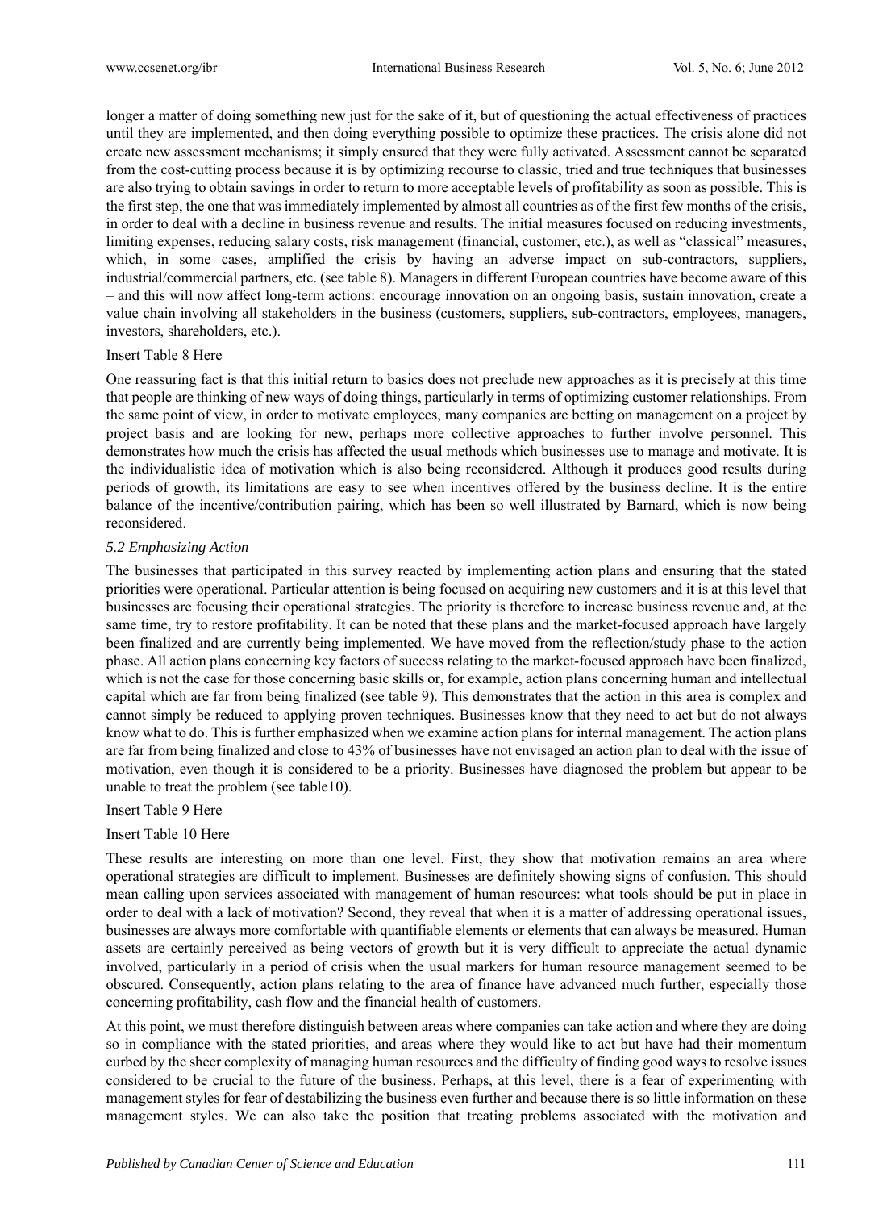longer a matter of doing something new just for the sake of it, but of questioning the actual effectiveness of practices until they are implemented, and then doing everything possible to optimize these practices. The crisis alone did not create new assessment mechanisms; it simply ensured that they were fully activated. Assessment cannot be separated from the cost-cutting process because it is by optimizing recourse to classic, tried and true techniques that businesses are also trying to obtain savings in order to return to more acceptable levels of profitability as soon as possible. This is the first step, the one that was immediately implemented by almost all countries as of the first few months of the crisis, in order to deal with a decline in business revenue and results. The initial measures focused on reducing investments, limiting expenses, reducing salary costs, risk management (financial, customer, etc.), as well as "classical" measures, which, in some cases, amplified the crisis by having an adverse impact on sub-contractors, suppliers, industrial/commercial partners, etc. (see table 8). Managers in different European countries have become aware of this – and this will now affect long-term actions: encourage innovation on an ongoing basis, sustain innovation, create a value chain involving all stakeholders in the business (customers, suppliers, sub-contractors, employees, managers, investors, shareholders, etc.).

Insert Table 8 Here

One reassuring fact is that this initial return to basics does not preclude new approaches as it is precisely at this time that people are thinking of new ways of doing things, particularly in terms of optimizing customer relationships. From the same point of view, in order to motivate employees, many companies are betting on management on a project by project basis and are looking for new, perhaps more collective approaches to further involve personnel. This demonstrates how much the crisis has affected the usual methods which businesses use to manage and motivate. It is the individualistic idea of motivation which is also being reconsidered. Although it produces good results during periods of growth, its limitations are easy to see when incentives offered by the business decline. It is the entire balance of the incentive/contribution pairing, which has been so well illustrated by Barnard, which is now being reconsidered.

### *5.2 Emphasizing Action*

The businesses that participated in this survey reacted by implementing action plans and ensuring that the stated priorities were operational. Particular attention is being focused on acquiring new customers and it is at this level that businesses are focusing their operational strategies. The priority is therefore to increase business revenue and, at the same time, try to restore profitability. It can be noted that these plans and the market-focused approach have largely been finalized and are currently being implemented. We have moved from the reflection/study phase to the action phase. All action plans concerning key factors of success relating to the market-focused approach have been finalized, which is not the case for those concerning basic skills or, for example, action plans concerning human and intellectual capital which are far from being finalized (see table 9). This demonstrates that the action in this area is complex and cannot simply be reduced to applying proven techniques. Businesses know that they need to act but do not always know what to do. This is further emphasized when we examine action plans for internal management. The action plans are far from being finalized and close to 43% of businesses have not envisaged an action plan to deal with the issue of motivation, even though it is considered to be a priority. Businesses have diagnosed the problem but appear to be unable to treat the problem (see table10).

Insert Table 9 Here

Insert Table 10 Here

These results are interesting on more than one level. First, they show that motivation remains an area where operational strategies are difficult to implement. Businesses are definitely showing signs of confusion. This should mean calling upon services associated with management of human resources: what tools should be put in place in order to deal with a lack of motivation? Second, they reveal that when it is a matter of addressing operational issues, businesses are always more comfortable with quantifiable elements or elements that can always be measured. Human assets are certainly perceived as being vectors of growth but it is very difficult to appreciate the actual dynamic involved, particularly in a period of crisis when the usual markers for human resource management seemed to be obscured. Consequently, action plans relating to the area of finance have advanced much further, especially those concerning profitability, cash flow and the financial health of customers.

At this point, we must therefore distinguish between areas where companies can take action and where they are doing so in compliance with the stated priorities, and areas where they would like to act but have had their momentum curbed by the sheer complexity of managing human resources and the difficulty of finding good ways to resolve issues considered to be crucial to the future of the business. Perhaps, at this level, there is a fear of experimenting with management styles for fear of destabilizing the business even further and because there is so little information on these management styles. We can also take the position that treating problems associated with the motivation and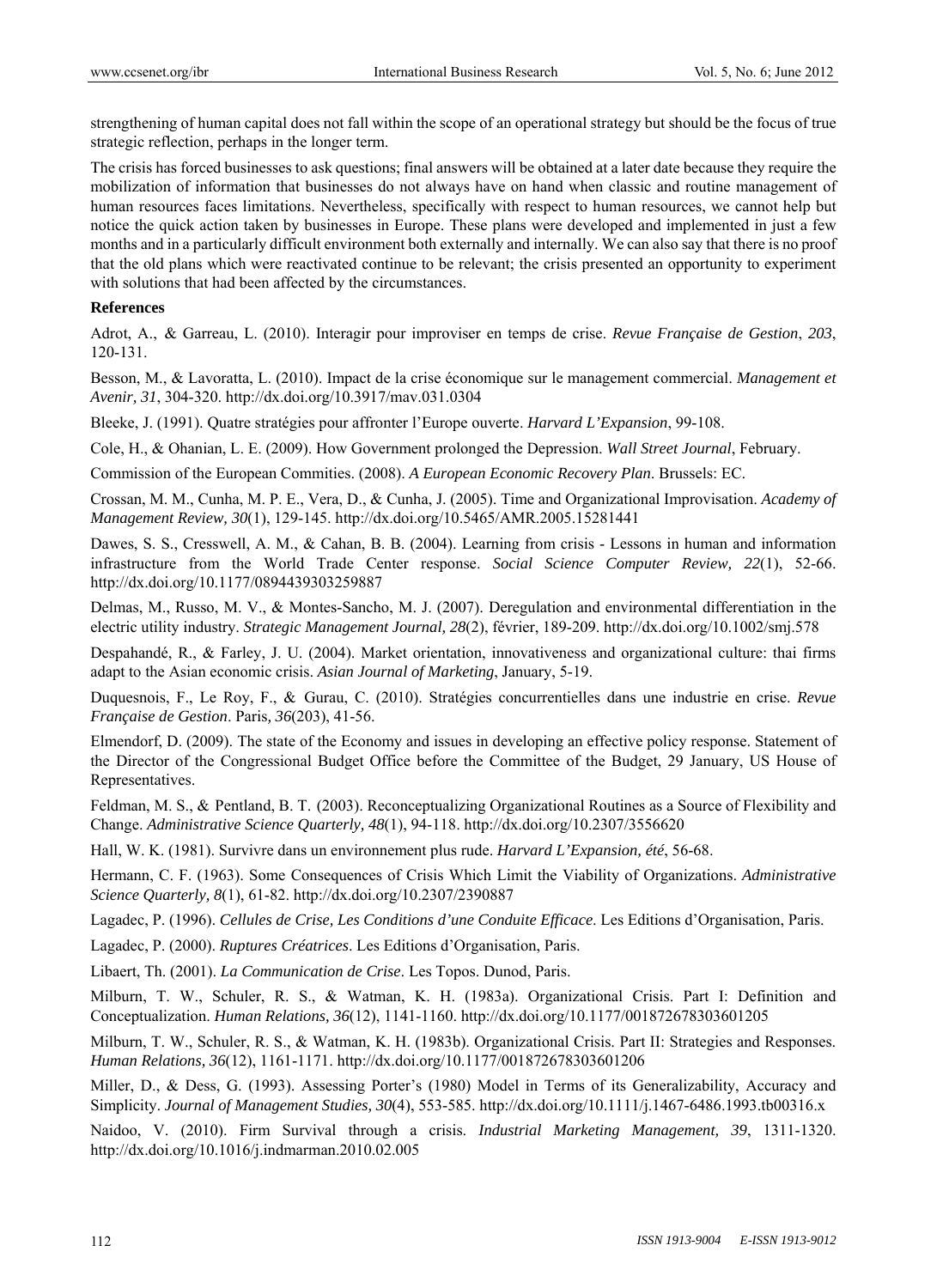strengthening of human capital does not fall within the scope of an operational strategy but should be the focus of true strategic reflection, perhaps in the longer term.

The crisis has forced businesses to ask questions; final answers will be obtained at a later date because they require the mobilization of information that businesses do not always have on hand when classic and routine management of human resources faces limitations. Nevertheless, specifically with respect to human resources, we cannot help but notice the quick action taken by businesses in Europe. These plans were developed and implemented in just a few months and in a particularly difficult environment both externally and internally. We can also say that there is no proof that the old plans which were reactivated continue to be relevant; the crisis presented an opportunity to experiment with solutions that had been affected by the circumstances.

**References**

Adrot, A., & Garreau, L. (2010). Interagir pour improviser en temps de crise. *Revue Française de Gestion*, *203*, 120-131.

Besson, M., & Lavoratta, L. (2010). Impact de la crise économique sur le management commercial. *Management et Avenir, 31*, 304-320. http://dx.doi.org/10.3917/mav.031.0304

Bleeke, J. (1991). Quatre stratégies pour affronter l'Europe ouverte. *Harvard L'Expansion*, 99-108.

Cole, H., & Ohanian, L. E. (2009). How Government prolonged the Depression. *Wall Street Journal*, February.

Commission of the European Commities. (2008). *A European Economic Recovery Plan*. Brussels: EC.

Crossan, M. M., Cunha, M. P. E., Vera, D., & Cunha, J. (2005). Time and Organizational Improvisation. *Academy of Management Review, 30*(1), 129-145. http://dx.doi.org/10.5465/AMR.2005.15281441

Dawes, S. S., Cresswell, A. M., & Cahan, B. B. (2004). Learning from crisis - Lessons in human and information infrastructure from the World Trade Center response. *Social Science Computer Review, 22*(1), 52-66. http://dx.doi.org/10.1177/0894439303259887

Delmas, M., Russo, M. V., & Montes-Sancho, M. J. (2007). Deregulation and environmental differentiation in the electric utility industry. *Strategic Management Journal, 28*(2), février, 189-209. http://dx.doi.org/10.1002/smj.578

Despahandé, R., & Farley, J. U. (2004). Market orientation, innovativeness and organizational culture: thai firms adapt to the Asian economic crisis. *Asian Journal of Marketing*, January, 5-19.

Duquesnois, F., Le Roy, F., & Gurau, C. (2010). Stratégies concurrentielles dans une industrie en crise. *Revue Française de Gestion*. Paris*, 36*(203), 41-56.

Elmendorf, D. (2009). The state of the Economy and issues in developing an effective policy response. Statement of the Director of the Congressional Budget Office before the Committee of the Budget, 29 January, US House of Representatives.

Feldman, M. S., & Pentland, B. T. (2003). Reconceptualizing Organizational Routines as a Source of Flexibility and Change. *Administrative Science Quarterly, 48*(1), 94-118. http://dx.doi.org/10.2307/3556620

Hall, W. K. (1981). Survivre dans un environnement plus rude. *Harvard L'Expansion, été*, 56-68.

Hermann, C. F. (1963). Some Consequences of Crisis Which Limit the Viability of Organizations. *Administrative Science Quarterly, 8*(1), 61-82. http://dx.doi.org/10.2307/2390887

Lagadec, P. (1996). *Cellules de Crise, Les Conditions d'une Conduite Efficace*. Les Editions d'Organisation, Paris.

Lagadec, P. (2000). *Ruptures Créatrices*. Les Editions d'Organisation, Paris.

Libaert, Th. (2001). *La Communication de Crise*. Les Topos. Dunod, Paris.

Milburn, T. W., Schuler, R. S., & Watman, K. H. (1983a). Organizational Crisis. Part I: Definition and Conceptualization. *Human Relations, 36*(12), 1141-1160. http://dx.doi.org/10.1177/001872678303601205

Milburn, T. W., Schuler, R. S., & Watman, K. H. (1983b). Organizational Crisis. Part II: Strategies and Responses. *Human Relations, 36*(12), 1161-1171. http://dx.doi.org/10.1177/001872678303601206

Miller, D., & Dess, G. (1993). Assessing Porter's (1980) Model in Terms of its Generalizability, Accuracy and Simplicity. *Journal of Management Studies, 30*(4), 553-585. http://dx.doi.org/10.1111/j.1467-6486.1993.tb00316.x

Naidoo, V. (2010). Firm Survival through a crisis. *Industrial Marketing Management, 39*, 1311-1320. http://dx.doi.org/10.1016/j.indmarman.2010.02.005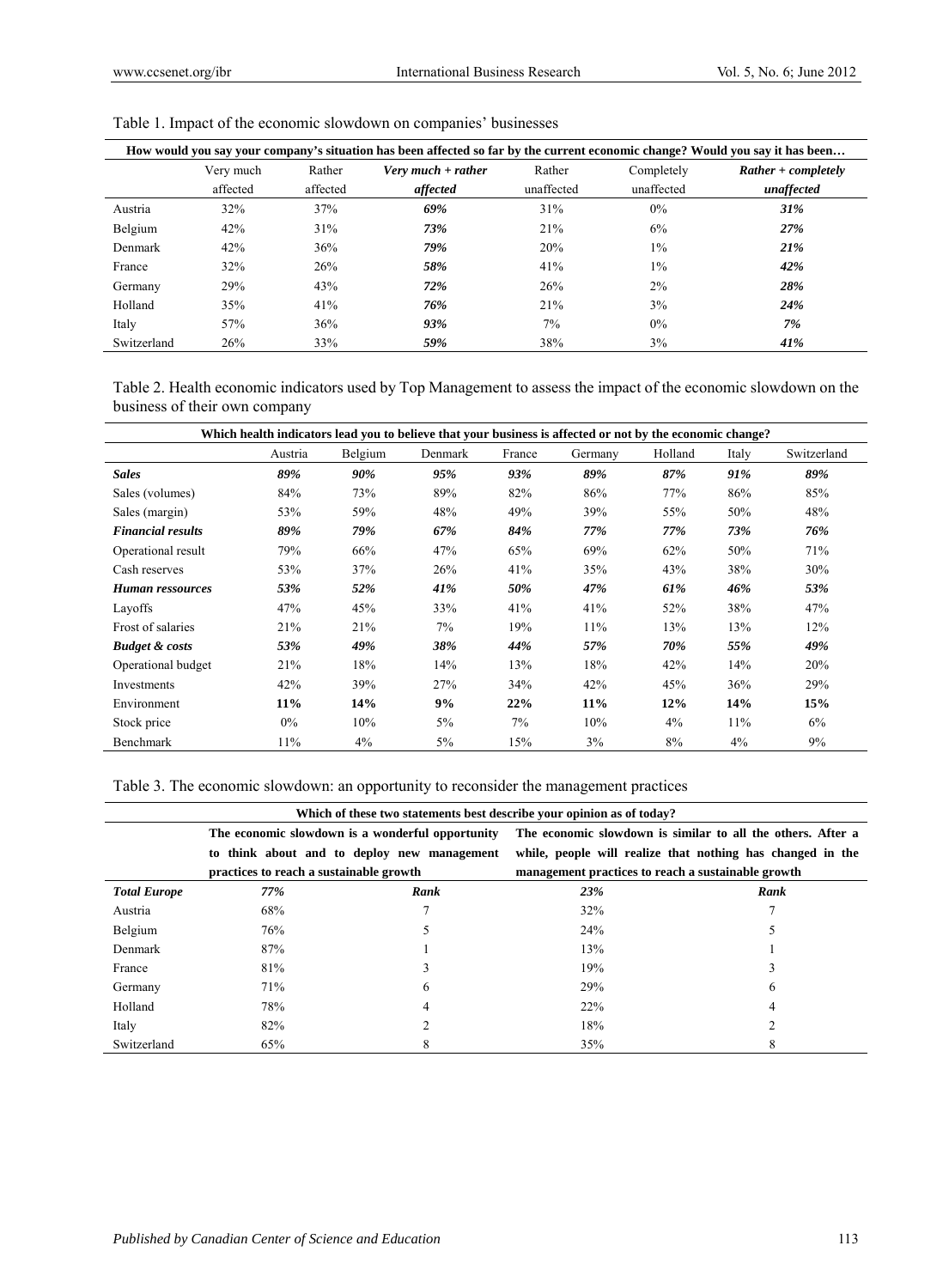Table 1. Impact of the economic slowdown on companies' businesses

| How would you say your company's situation has been affected so far by the current economic change? Would you say it has been… | | | | | | |
|---|---|---|---|---|---|---|
| | Very much affected | Rather affected | ***Very much + rather affected*** | Rather unaffected | Completely unaffected | ***Rather + completely unaffected*** |
| Austria | 32% | 37% | ***69%*** | 31% | 0% | ***31%*** |
| Belgium | 42% | 31% | ***73%*** | 21% | 6% | ***27%*** |
| Denmark | 42% | 36% | ***79%*** | 20% | 1% | ***21%*** |
| France | 32% | 26% | ***58%*** | 41% | 1% | ***42%*** |
| Germany | 29% | 43% | ***72%*** | 26% | 2% | ***28%*** |
| Holland | 35% | 41% | ***76%*** | 21% | 3% | ***24%*** |
| Italy | 57% | 36% | ***93%*** | 7% | 0% | ***7%*** |
| Switzerland | 26% | 33% | ***59%*** | 38% | 3% | ***41%*** |

Table 2. Health economic indicators used by Top Management to assess the impact of the economic slowdown on the business of their own company

| Which health indicators lead you to believe that your business is affected or not by the economic change? | | | | | | | | |
|---|---|---|---|---|---|---|---|---|
| | Austria | Belgium | Denmark | France | Germany | Holland | Italy | Switzerland |
| ***Sales*** | ***89%*** | ***90%*** | ***95%*** | ***93%*** | ***89%*** | ***87%*** | ***91%*** | ***89%*** |
| Sales (volumes) | 84% | 73% | 89% | 82% | 86% | 77% | 86% | 85% |
| Sales (margin) | 53% | 59% | 48% | 49% | 39% | 55% | 50% | 48% |
| ***Financial results*** | ***89%*** | ***79%*** | ***67%*** | ***84%*** | ***77%*** | ***77%*** | ***73%*** | ***76%*** |
| Operational result | 79% | 66% | 47% | 65% | 69% | 62% | 50% | 71% |
| Cash reserves | 53% | 37% | 26% | 41% | 35% | 43% | 38% | 30% |
| ***Human ressources*** | ***53%*** | ***52%*** | ***41%*** | ***50%*** | ***47%*** | ***61%*** | ***46%*** | ***53%*** |
| Layoffs | 47% | 45% | 33% | 41% | 41% | 52% | 38% | 47% |
| Frost of salaries | 21% | 21% | 7% | 19% | 11% | 13% | 13% | 12% |
| ***Budget & costs*** | ***53%*** | ***49%*** | ***38%*** | ***44%*** | ***57%*** | ***70%*** | ***55%*** | ***49%*** |
| Operational budget | 21% | 18% | 14% | 13% | 18% | 42% | 14% | 20% |
| Investments | 42% | 39% | 27% | 34% | 42% | 45% | 36% | 29% |
| Environment | **11%** | **14%** | **9%** | **22%** | **11%** | **12%** | **14%** | **15%** |
| Stock price | 0% | 10% | 5% | 7% | 10% | 4% | 11% | 6% |
| Benchmark | 11% | 4% | 5% | 15% | 3% | 8% | 4% | 9% |

Table 3. The economic slowdown: an opportunity to reconsider the management practices

| Which of these two statements best describe your opinion as of today? | | | | |
|---|---|---|---|---|
| | **The economic slowdown is a wonderful opportunity to think about and to deploy new management practices to reach a sustainable growth** | | **The economic slowdown is similar to all the others. After a while, people will realize that nothing has changed in the management practices to reach a sustainable growth** | |
| ***Total Europe*** | ***77%*** | ***Rank*** | ***23%*** | ***Rank*** |
| Austria | 68% | 7 | 32% | 7 |
| Belgium | 76% | 5 | 24% | 5 |
| Denmark | 87% | 1 | 13% | 1 |
| France | 81% | 3 | 19% | 3 |
| Germany | 71% | 6 | 29% | 6 |
| Holland | 78% | 4 | 22% | 4 |
| Italy | 82% | 2 | 18% | 2 |
| Switzerland | 65% | 8 | 35% | 8 |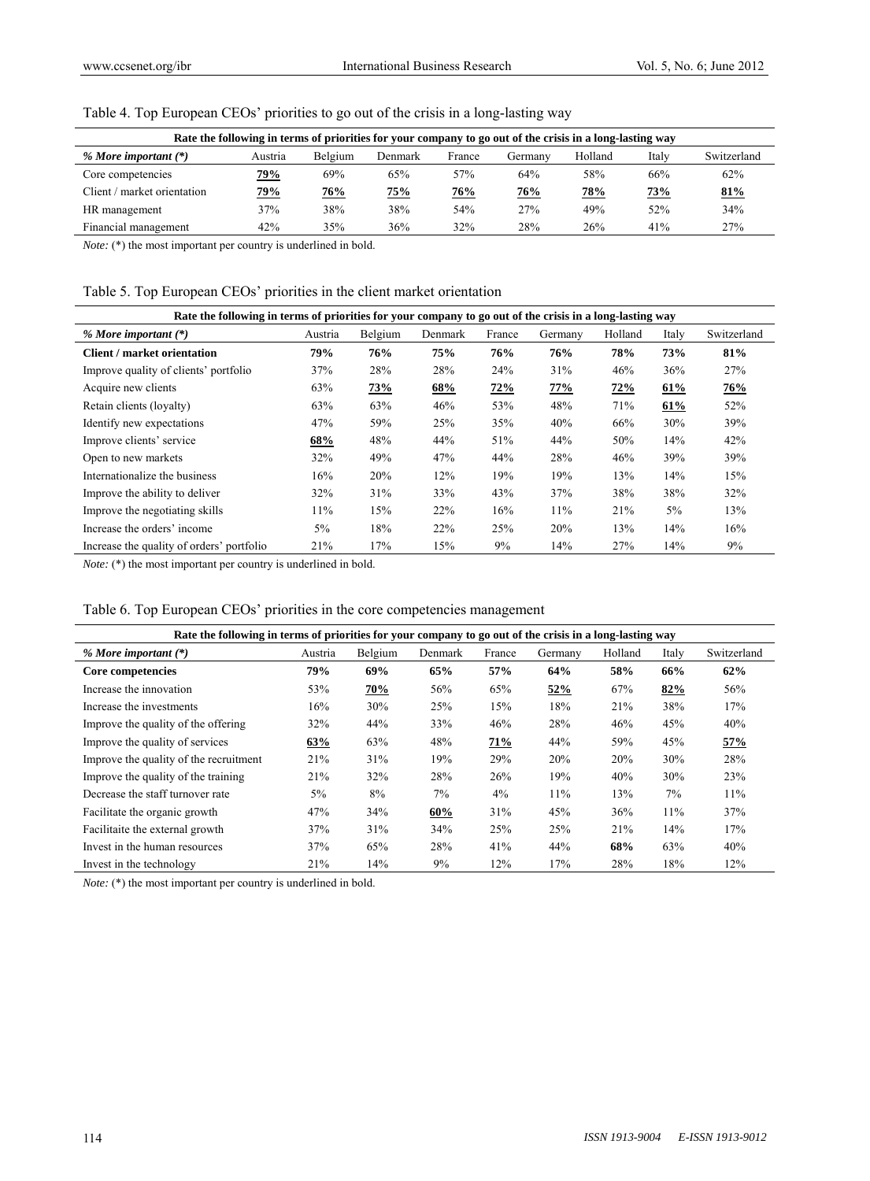Table 4. Top European CEOs' priorities to go out of the crisis in a long-lasting way

| Rate the following in terms of priorities for your company to go out of the crisis in a long-lasting way | | | | | | | | |
|---|---|---|---|---|---|---|---|---|
| *% More important (\*)* | Austria | Belgium | Denmark | France | Germany | Holland | Italy | Switzerland |
| Core competencies | **79%** | 69% | 65% | 57% | 64% | 58% | 66% | 62% |
| Client / market orientation | **79%** | **76%** | **75%** | **76%** | **76%** | **78%** | **73%** | **81%** |
| HR management | 37% | 38% | 38% | 54% | 27% | 49% | 52% | 34% |
| Financial management | 42% | 35% | 36% | 32% | 28% | 26% | 41% | 27% |

*Note:* (\*) the most important per country is underlined in bold.

Table 5. Top European CEOs' priorities in the client market orientation

| Rate the following in terms of priorities for your company to go out of the crisis in a long-lasting way | | | | | | | | |
|---|---|---|---|---|---|---|---|---|
| *% More important (\*)* | Austria | Belgium | Denmark | France | Germany | Holland | Italy | Switzerland |
| **Client / market orientation** | **79%** | **76%** | **75%** | **76%** | **76%** | **78%** | **73%** | **81%** |
| Improve quality of clients' portfolio | 37% | 28% | 28% | 24% | 31% | 46% | 36% | 27% |
| Acquire new clients | 63% | **73%** | **68%** | **72%** | **77%** | **72%** | **61%** | **76%** |
| Retain clients (loyalty) | 63% | 63% | 46% | 53% | 48% | 71% | **61%** | 52% |
| Identify new expectations | 47% | 59% | 25% | 35% | 40% | 66% | 30% | 39% |
| Improve clients' service | **68%** | 48% | 44% | 51% | 44% | 50% | 14% | 42% |
| Open to new markets | 32% | 49% | 47% | 44% | 28% | 46% | 39% | 39% |
| Internationalize the business | 16% | 20% | 12% | 19% | 19% | 13% | 14% | 15% |
| Improve the ability to deliver | 32% | 31% | 33% | 43% | 37% | 38% | 38% | 32% |
| Improve the negotiating skills | 11% | 15% | 22% | 16% | 11% | 21% | 5% | 13% |
| Increase the orders' income | 5% | 18% | 22% | 25% | 20% | 13% | 14% | 16% |
| Increase the quality of orders' portfolio | 21% | 17% | 15% | 9% | 14% | 27% | 14% | 9% |

*Note:* (\*) the most important per country is underlined in bold.

Table 6. Top European CEOs' priorities in the core competencies management

| Rate the following in terms of priorities for your company to go out of the crisis in a long-lasting way | | | | | | | | |
|---|---|---|---|---|---|---|---|---|
| *% More important (\*)* | Austria | Belgium | Denmark | France | Germany | Holland | Italy | Switzerland |
| **Core competencies** | **79%** | **69%** | **65%** | **57%** | **64%** | **58%** | **66%** | **62%** |
| Increase the innovation | 53% | **70%** | 56% | 65% | **52%** | 67% | **82%** | 56% |
| Increase the investments | 16% | 30% | 25% | 15% | 18% | 21% | 38% | 17% |
| Improve the quality of the offering | 32% | 44% | 33% | 46% | 28% | 46% | 45% | 40% |
| Improve the quality of services | **63%** | 63% | 48% | **71%** | 44% | 59% | 45% | **57%** |
| Improve the quality of the recruitment | 21% | 31% | 19% | 29% | 20% | 20% | 30% | 28% |
| Improve the quality of the training | 21% | 32% | 28% | 26% | 19% | 40% | 30% | 23% |
| Decrease the staff turnover rate | 5% | 8% | 7% | 4% | 11% | 13% | 7% | 11% |
| Facilitate the organic growth | 47% | 34% | **60%** | 31% | 45% | 36% | 11% | 37% |
| Facilitaite the external growth | 37% | 31% | 34% | 25% | 25% | 21% | 14% | 17% |
| Invest in the human resources | 37% | 65% | 28% | 41% | 44% | **68%** | 63% | 40% |
| Invest in the technology | 21% | 14% | 9% | 12% | 17% | 28% | 18% | 12% |

*Note:* (\*) the most important per country is underlined in bold.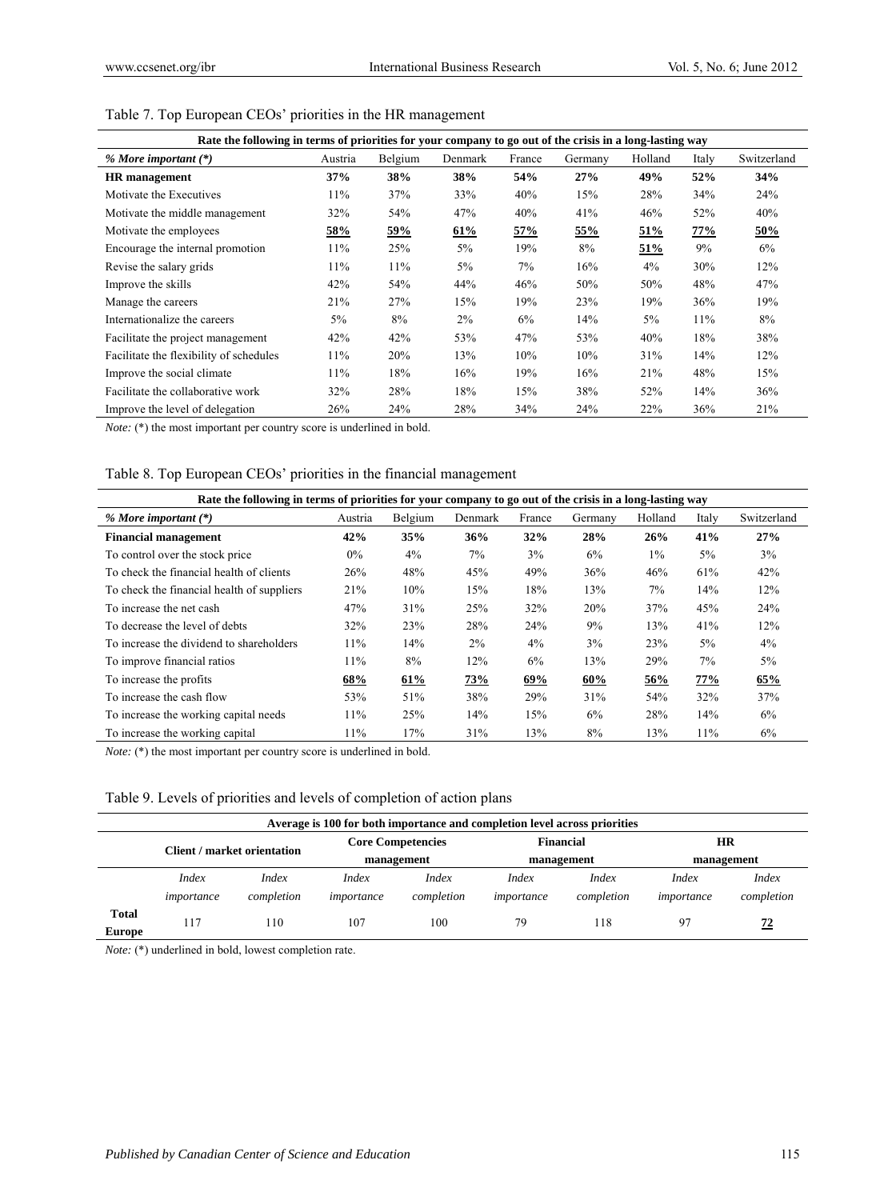Table 7. Top European CEOs' priorities in the HR management

| Rate the following in terms of priorities for your company to go out of the crisis in a long-lasting way | | | | | | | | |
|---|---|---|---|---|---|---|---|---|
| *% More important (\*)* | Austria | Belgium | Denmark | France | Germany | Holland | Italy | Switzerland |
| **HR management** | **37%** | **38%** | **38%** | **54%** | **27%** | **49%** | **52%** | **34%** |
| Motivate the Executives | 11% | 37% | 33% | 40% | 15% | 28% | 34% | 24% |
| Motivate the middle management | 32% | 54% | 47% | 40% | 41% | 46% | 52% | 40% |
| Motivate the employees | **<u>58%</u>** | **<u>59%</u>** | **<u>61%</u>** | **<u>57%</u>** | **<u>55%</u>** | **<u>51%</u>** | **<u>77%</u>** | **<u>50%</u>** |
| Encourage the internal promotion | 11% | 25% | 5% | 19% | 8% | **<u>51%</u>** | 9% | 6% |
| Revise the salary grids | 11% | 11% | 5% | 7% | 16% | 4% | 30% | 12% |
| Improve the skills | 42% | 54% | 44% | 46% | 50% | 50% | 48% | 47% |
| Manage the careers | 21% | 27% | 15% | 19% | 23% | 19% | 36% | 19% |
| Internationalize the careers | 5% | 8% | 2% | 6% | 14% | 5% | 11% | 8% |
| Facilitate the project management | 42% | 42% | 53% | 47% | 53% | 40% | 18% | 38% |
| Facilitate the flexibility of schedules | 11% | 20% | 13% | 10% | 10% | 31% | 14% | 12% |
| Improve the social climate | 11% | 18% | 16% | 19% | 16% | 21% | 48% | 15% |
| Facilitate the collaborative work | 32% | 28% | 18% | 15% | 38% | 52% | 14% | 36% |
| Improve the level of delegation | 26% | 24% | 28% | 34% | 24% | 22% | 36% | 21% |

*Note:* (*) the most important per country score is underlined in bold.

Table 8. Top European CEOs' priorities in the financial management

| Rate the following in terms of priorities for your company to go out of the crisis in a long-lasting way | | | | | | | | |
|---|---|---|---|---|---|---|---|---|
| *% More important (\*)* | Austria | Belgium | Denmark | France | Germany | Holland | Italy | Switzerland |
| **Financial management** | **42%** | **35%** | **36%** | **32%** | **28%** | **26%** | **41%** | **27%** |
| To control over the stock price | 0% | 4% | 7% | 3% | 6% | 1% | 5% | 3% |
| To check the financial health of clients | 26% | 48% | 45% | 49% | 36% | 46% | 61% | 42% |
| To check the financial health of suppliers | 21% | 10% | 15% | 18% | 13% | 7% | 14% | 12% |
| To increase the net cash | 47% | 31% | 25% | 32% | 20% | 37% | 45% | 24% |
| To decrease the level of debts | 32% | 23% | 28% | 24% | 9% | 13% | 41% | 12% |
| To increase the dividend to shareholders | 11% | 14% | 2% | 4% | 3% | 23% | 5% | 4% |
| To improve financial ratios | 11% | 8% | 12% | 6% | 13% | 29% | 7% | 5% |
| To increase the profits | **<u>68%</u>** | **<u>61%</u>** | **<u>73%</u>** | **<u>69%</u>** | **<u>60%</u>** | **<u>56%</u>** | **<u>77%</u>** | **<u>65%</u>** |
| To increase the cash flow | 53% | 51% | 38% | 29% | 31% | 54% | 32% | 37% |
| To increase the working capital needs | 11% | 25% | 14% | 15% | 6% | 28% | 14% | 6% |
| To increase the working capital | 11% | 17% | 31% | 13% | 8% | 13% | 11% | 6% |

*Note:* (*) the most important per country score is underlined in bold.

Table 9. Levels of priorities and levels of completion of action plans

| Average is 100 for both importance and completion level across priorities | | | | | | | | |
|---|---|---|---|---|---|---|---|---|
| | **Client / market orientation** | | **Core Competencies management** | | **Financial management** | | **HR management** | |
| | *Index importance* | *Index completion* | *Index importance* | *Index completion* | *Index importance* | *Index completion* | *Index importance* | *Index completion* |
| **Total Europe** | 117 | 110 | 107 | 100 | 79 | 118 | 97 | **<u>72</u>** |

*Note:* (*) underlined in bold, lowest completion rate.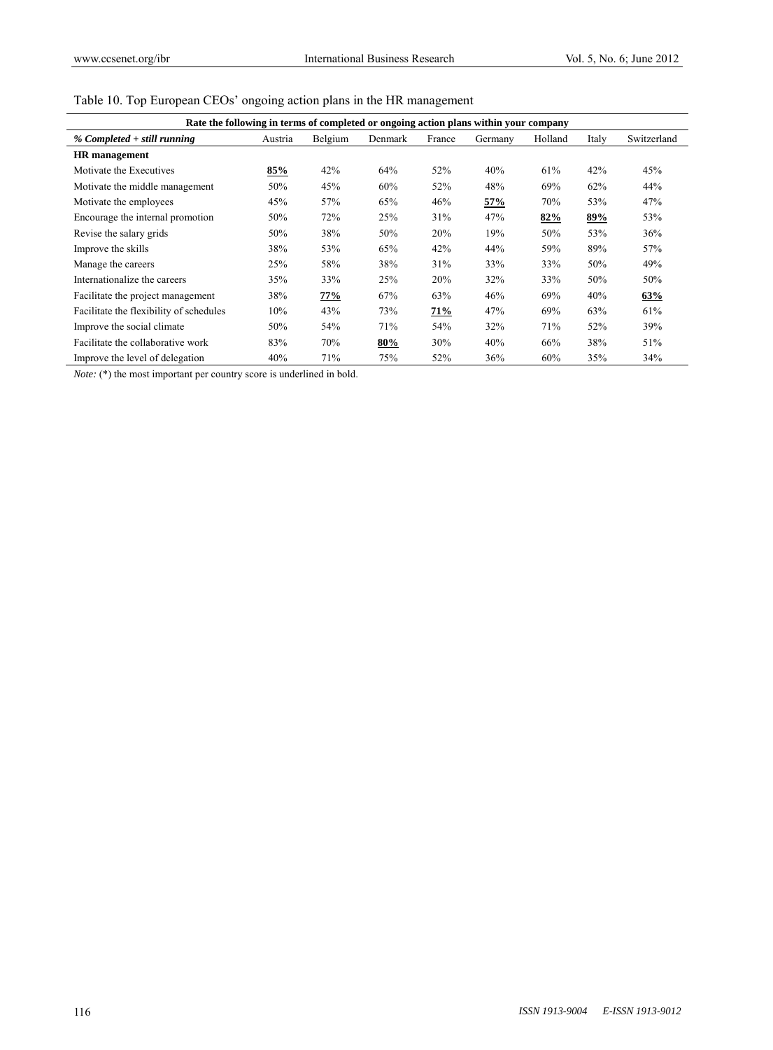Table 10. Top European CEOs' ongoing action plans in the HR management

| Rate the following in terms of completed or ongoing action plans within your company | | | | | | | | |
|---|---|---|---|---|---|---|---|---|
| ***% Completed + still running*** | Austria | Belgium | Denmark | France | Germany | Holland | Italy | Switzerland |
| **HR management** | | | | | | | | |
| Motivate the Executives | **85%** | 42% | 64% | 52% | 40% | 61% | 42% | 45% |
| Motivate the middle management | 50% | 45% | 60% | 52% | 48% | 69% | 62% | 44% |
| Motivate the employees | 45% | 57% | 65% | 46% | **57%** | 70% | 53% | 47% |
| Encourage the internal promotion | 50% | 72% | 25% | 31% | 47% | **82%** | **89%** | 53% |
| Revise the salary grids | 50% | 38% | 50% | 20% | 19% | 50% | 53% | 36% |
| Improve the skills | 38% | 53% | 65% | 42% | 44% | 59% | 89% | 57% |
| Manage the careers | 25% | 58% | 38% | 31% | 33% | 33% | 50% | 49% |
| Internationalize the careers | 35% | 33% | 25% | 20% | 32% | 33% | 50% | 50% |
| Facilitate the project management | 38% | **77%** | 67% | 63% | 46% | 69% | 40% | **63%** |
| Facilitate the flexibility of schedules | 10% | 43% | 73% | **71%** | 47% | 69% | 63% | 61% |
| Improve the social climate | 50% | 54% | 71% | 54% | 32% | 71% | 52% | 39% |
| Facilitate the collaborative work | 83% | 70% | **80%** | 30% | 40% | 66% | 38% | 51% |
| Improve the level of delegation | 40% | 71% | 75% | 52% | 36% | 60% | 35% | 34% |

*Note:* (*) the most important per country score is underlined in bold.